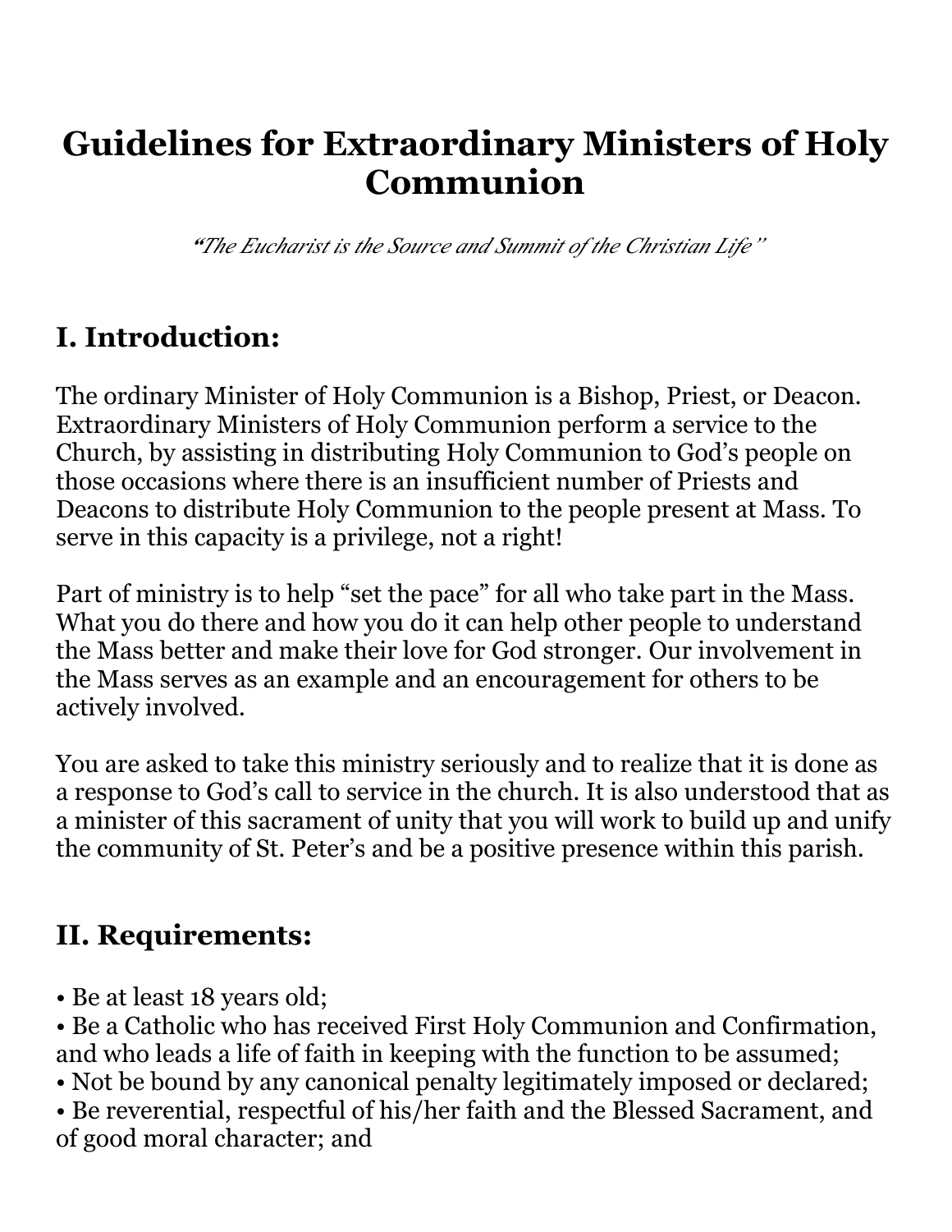# Guidelines for Extraordinary Ministers of Holy Communion

*"The Eucharist is the Source and Summit of the Christian Life"*

## I. Introduction:

The ordinary Minister of Holy Communion is a Bishop, Priest, or Deacon. Extraordinary Ministers of Holy Communion perform a service to the Church, by assisting in distributing Holy Communion to God's people on those occasions where there is an insufficient number of Priests and Deacons to distribute Holy Communion to the people present at Mass. To serve in this capacity is a privilege, not a right!

Part of ministry is to help "set the pace" for all who take part in the Mass. What you do there and how you do it can help other people to understand the Mass better and make their love for God stronger. Our involvement in the Mass serves as an example and an encouragement for others to be actively involved.

You are asked to take this ministry seriously and to realize that it is done as a response to God's call to service in the church. It is also understood that as a minister of this sacrament of unity that you will work to build up and unify the community of St. Peter's and be a positive presence within this parish.

## II. Requirements:

- Be at least 18 years old;
- Be a Catholic who has received First Holy Communion and Confirmation, and who leads a life of faith in keeping with the function to be assumed;
- Not be bound by any canonical penalty legitimately imposed or declared;
- Be reverential, respectful of his/her faith and the Blessed Sacrament, and of good moral character; and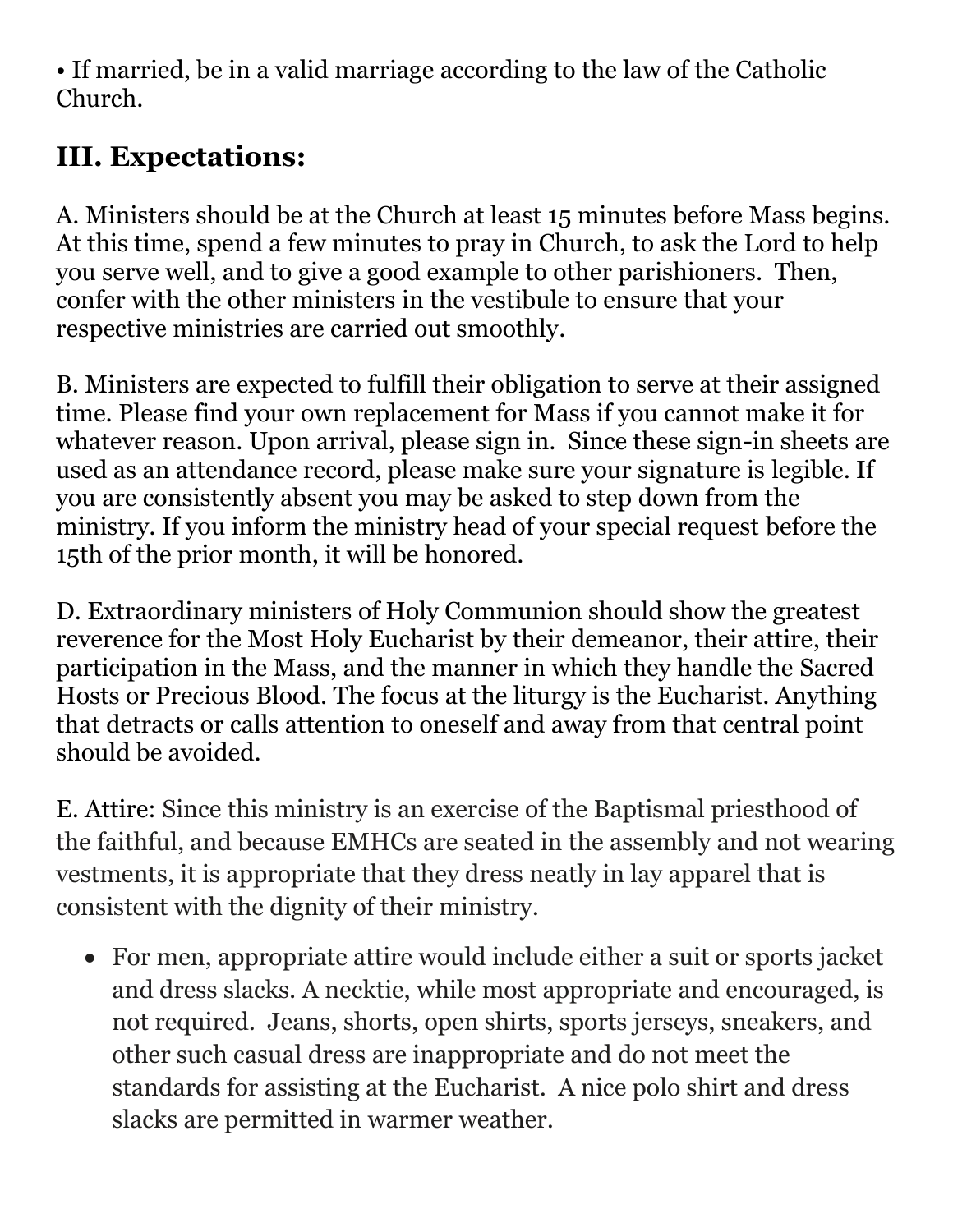• If married, be in a valid marriage according to the law of the Catholic Church.

## III. Expectations:

A. Ministers should be at the Church at least 15 minutes before Mass begins. At this time, spend a few minutes to pray in Church, to ask the Lord to help you serve well, and to give a good example to other parishioners. Then, confer with the other ministers in the vestibule to ensure that your respective ministries are carried out smoothly.

B. Ministers are expected to fulfill their obligation to serve at their assigned time. Please find your own replacement for Mass if you cannot make it for whatever reason. Upon arrival, please sign in. Since these sign-in sheets are used as an attendance record, please make sure your signature is legible. If you are consistently absent you may be asked to step down from the ministry. If you inform the ministry head of your special request before the 15th of the prior month, it will be honored.

D. Extraordinary ministers of Holy Communion should show the greatest reverence for the Most Holy Eucharist by their demeanor, their attire, their participation in the Mass, and the manner in which they handle the Sacred Hosts or Precious Blood. The focus at the liturgy is the Eucharist. Anything that detracts or calls attention to oneself and away from that central point should be avoided.

E. Attire: Since this ministry is an exercise of the Baptismal priesthood of the faithful, and because EMHCs are seated in the assembly and not wearing vestments, it is appropriate that they dress neatly in lay apparel that is consistent with the dignity of their ministry.

- For men, appropriate attire would include either a suit or sports jacket and dress slacks. A necktie, while most appropriate and encouraged, is not required. Jeans, shorts, open shirts, sports jerseys, sneakers, and other such casual dress are inappropriate and do not meet the standards for assisting at the Eucharist. A nice polo shirt and dress slacks are permitted in warmer weather.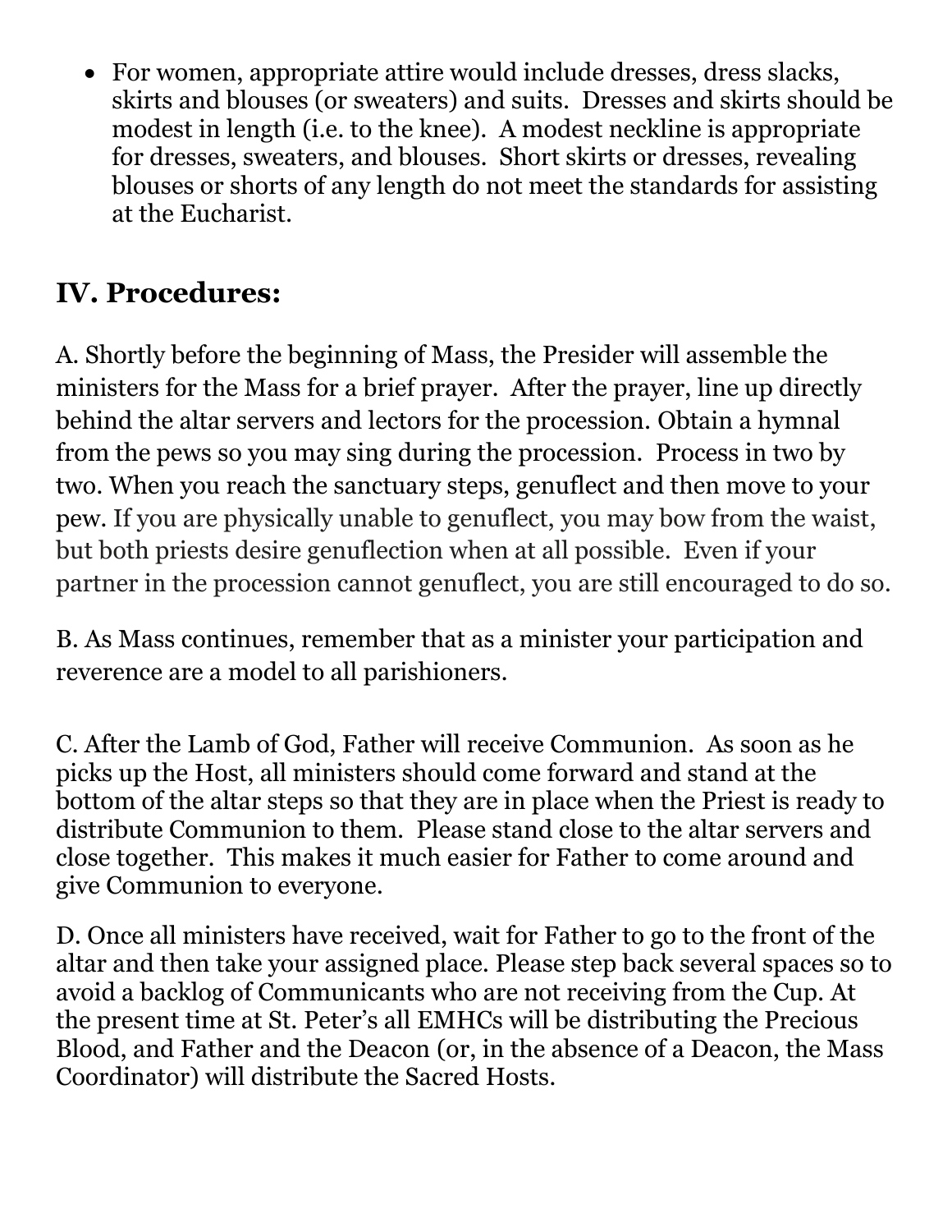- For women, appropriate attire would include dresses, dress slacks, skirts and blouses (or sweaters) and suits. Dresses and skirts should be modest in length (i.e. to the knee). A modest neckline is appropriate for dresses, sweaters, and blouses. Short skirts or dresses, revealing blouses or shorts of any length do not meet the standards for assisting at the Eucharist.

## IV. Procedures:

A. Shortly before the beginning of Mass, the Presider will assemble the ministers for the Mass for a brief prayer. After the prayer, line up directly behind the altar servers and lectors for the procession. Obtain a hymnal from the pews so you may sing during the procession. Process in two by two. When you reach the sanctuary steps, genuflect and then move to your pew. If you are physically unable to genuflect, you may bow from the waist, but both priests desire genuflection when at all possible. Even if your partner in the procession cannot genuflect, you are still encouraged to do so.

B. As Mass continues, remember that as a minister your participation and reverence are a model to all parishioners.

C. After the Lamb of God, Father will receive Communion. As soon as he picks up the Host, all ministers should come forward and stand at the bottom of the altar steps so that they are in place when the Priest is ready to distribute Communion to them. Please stand close to the altar servers and close together. This makes it much easier for Father to come around and give Communion to everyone.

D. Once all ministers have received, wait for Father to go to the front of the altar and then take your assigned place. Please step back several spaces so to avoid a backlog of Communicants who are not receiving from the Cup. At the present time at St. Peter's all EMHCs will be distributing the Precious Blood, and Father and the Deacon (or, in the absence of a Deacon, the Mass Coordinator) will distribute the Sacred Hosts.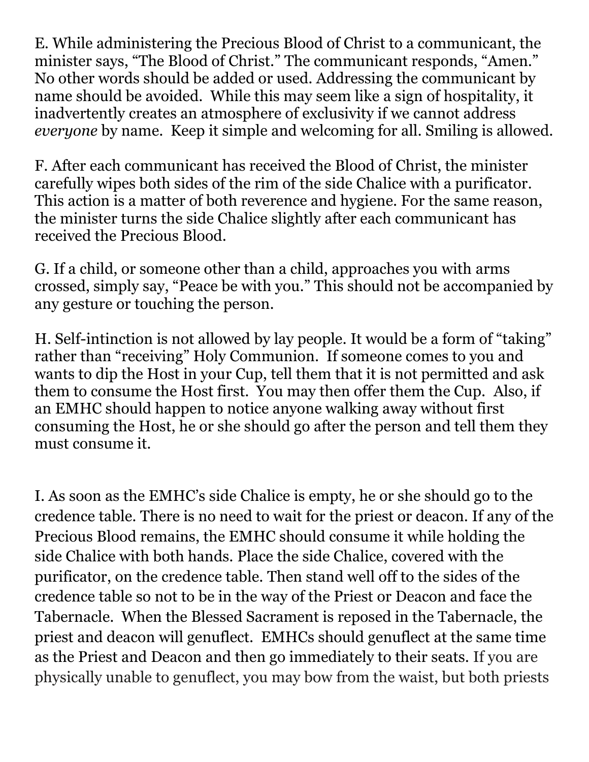E. While administering the Precious Blood of Christ to a communicant, the minister says, "The Blood of Christ." The communicant responds, "Amen." No other words should be added or used. Addressing the communicant by name should be avoided. While this may seem like a sign of hospitality, it inadvertently creates an atmosphere of exclusivity if we cannot address *everyone* by name. Keep it simple and welcoming for all. Smiling is allowed.

F. After each communicant has received the Blood of Christ, the minister carefully wipes both sides of the rim of the side Chalice with a purificator. This action is a matter of both reverence and hygiene. For the same reason, the minister turns the side Chalice slightly after each communicant has received the Precious Blood.

G. If a child, or someone other than a child, approaches you with arms crossed, simply say, "Peace be with you." This should not be accompanied by any gesture or touching the person.

H. Self-intinction is not allowed by lay people. It would be a form of "taking" rather than "receiving" Holy Communion. If someone comes to you and wants to dip the Host in your Cup, tell them that it is not permitted and ask them to consume the Host first. You may then offer them the Cup. Also, if an EMHC should happen to notice anyone walking away without first consuming the Host, he or she should go after the person and tell them they must consume it.

I. As soon as the EMHC's side Chalice is empty, he or she should go to the credence table. There is no need to wait for the priest or deacon. If any of the Precious Blood remains, the EMHC should consume it while holding the side Chalice with both hands. Place the side Chalice, covered with the purificator, on the credence table. Then stand well off to the sides of the credence table so not to be in the way of the Priest or Deacon and face the Tabernacle. When the Blessed Sacrament is reposed in the Tabernacle, the priest and deacon will genuflect. EMHCs should genuflect at the same time as the Priest and Deacon and then go immediately to their seats. If you are physically unable to genuflect, you may bow from the waist, but both priests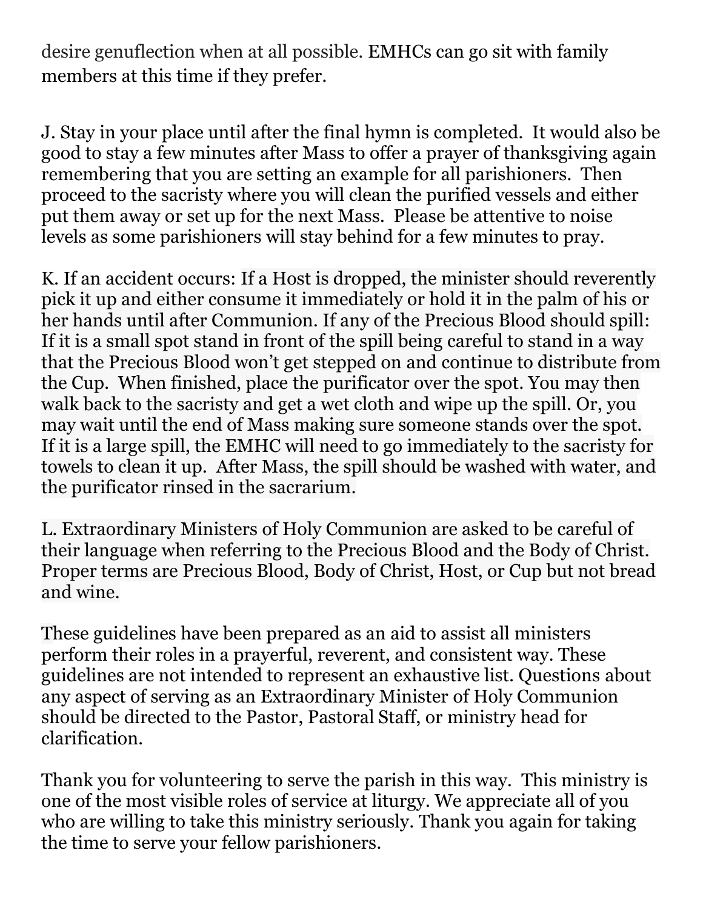desire genuflection when at all possible. EMHCs can go sit with family members at this time if they prefer.

J. Stay in your place until after the final hymn is completed. It would also be good to stay a few minutes after Mass to offer a prayer of thanksgiving again remembering that you are setting an example for all parishioners. Then proceed to the sacristy where you will clean the purified vessels and either put them away or set up for the next Mass. Please be attentive to noise levels as some parishioners will stay behind for a few minutes to pray.

K. If an accident occurs: If a Host is dropped, the minister should reverently pick it up and either consume it immediately or hold it in the palm of his or her hands until after Communion. If any of the Precious Blood should spill: If it is a small spot stand in front of the spill being careful to stand in a way that the Precious Blood won't get stepped on and continue to distribute from the Cup. When finished, place the purificator over the spot. You may then walk back to the sacristy and get a wet cloth and wipe up the spill. Or, you may wait until the end of Mass making sure someone stands over the spot. If it is a large spill, the EMHC will need to go immediately to the sacristy for towels to clean it up. After Mass, the spill should be washed with water, and the purificator rinsed in the sacrarium.

L. Extraordinary Ministers of Holy Communion are asked to be careful of their language when referring to the Precious Blood and the Body of Christ. Proper terms are Precious Blood, Body of Christ, Host, or Cup but not bread and wine.

These guidelines have been prepared as an aid to assist all ministers perform their roles in a prayerful, reverent, and consistent way. These guidelines are not intended to represent an exhaustive list. Questions about any aspect of serving as an Extraordinary Minister of Holy Communion should be directed to the Pastor, Pastoral Staff, or ministry head for clarification.

Thank you for volunteering to serve the parish in this way. This ministry is one of the most visible roles of service at liturgy. We appreciate all of you who are willing to take this ministry seriously. Thank you again for taking the time to serve your fellow parishioners.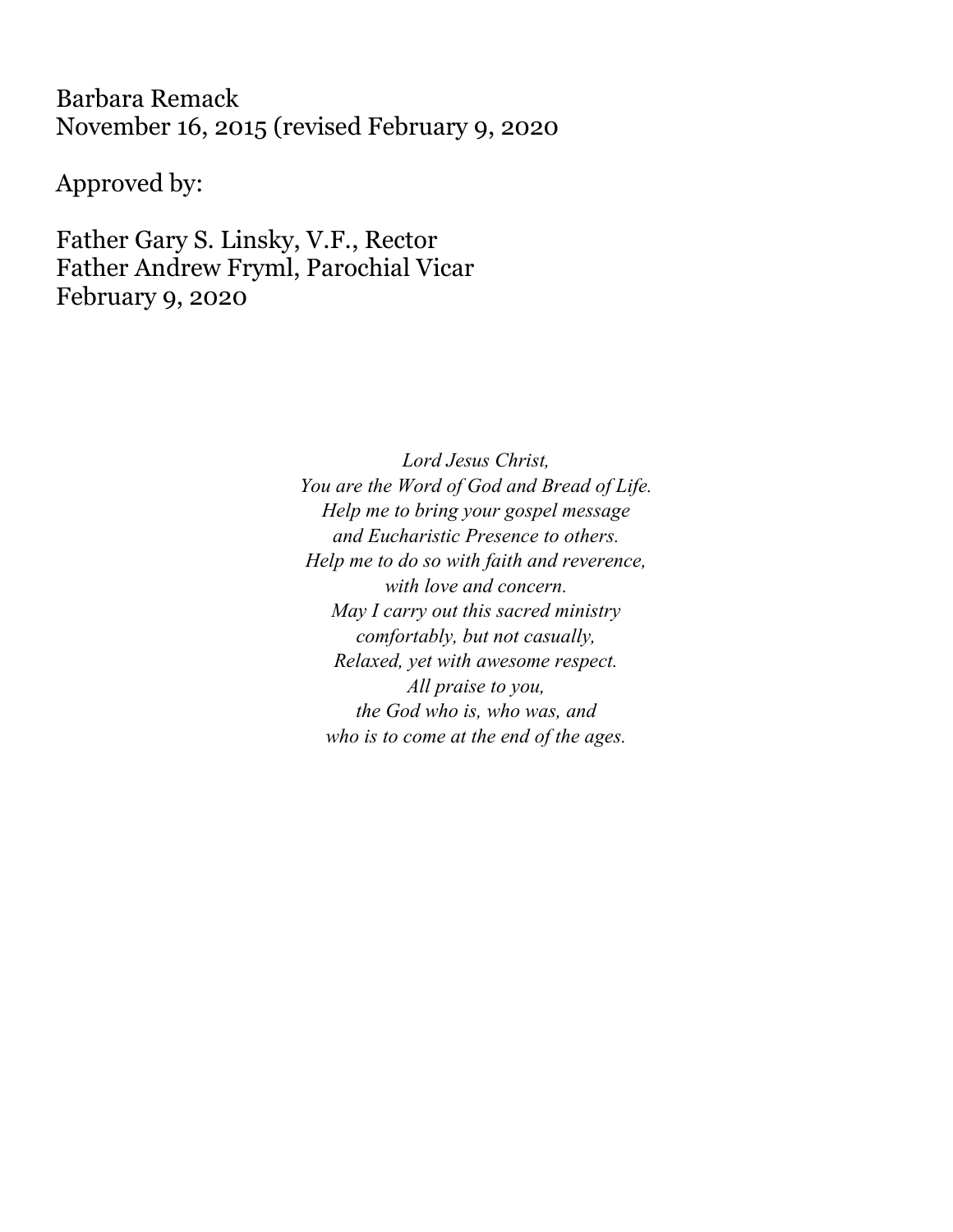Barbara Remack
November 16, 2015 (revised February 9, 2020

Approved by:

Father Gary S. Linsky, V.F., Rector
Father Andrew Fryml, Parochial Vicar
February 9, 2020

*Lord Jesus Christ,*
*You are the Word of God and Bread of Life.*
*Help me to bring your gospel message*
*and Eucharistic Presence to others.*
*Help me to do so with faith and reverence,*
*with love and concern.*
*May I carry out this sacred ministry*
*comfortably, but not casually,*
*Relaxed, yet with awesome respect.*
*All praise to you,*
*the God who is, who was, and*
*who is to come at the end of the ages.*